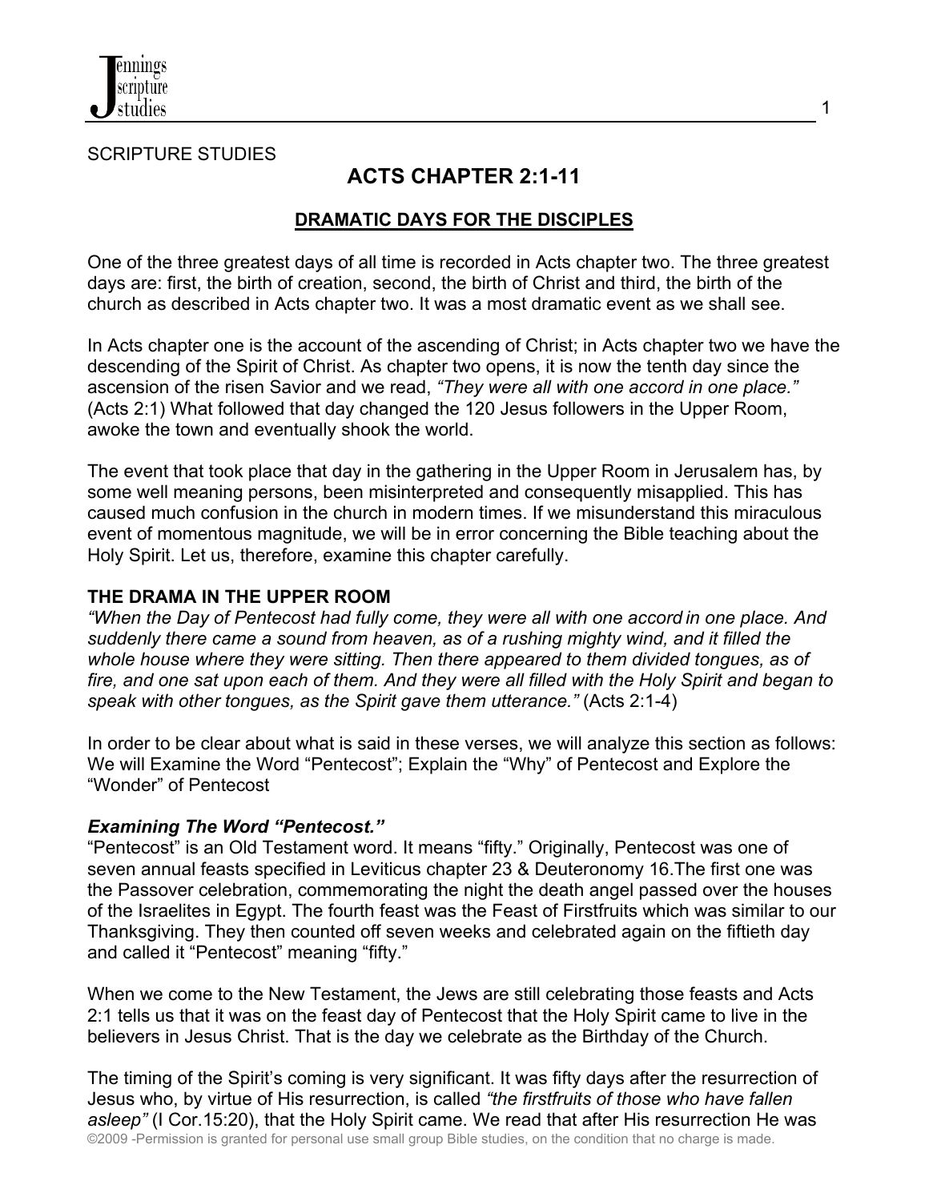SCRIPTURE STUDIES

# ACTS CHAPTER 2:1-11

## DRAMATIC DAYS FOR THE DISCIPLES

One of the three greatest days of all time is recorded in Acts chapter two. The three greatest days are: first, the birth of creation, second, the birth of Christ and third, the birth of the church as described in Acts chapter two. It was a most dramatic event as we shall see.

In Acts chapter one is the account of the ascending of Christ; in Acts chapter two we have the descending of the Spirit of Christ. As chapter two opens, it is now the tenth day since the ascension of the risen Savior and we read, *"They were all with one accord in one place."* (Acts 2:1) What followed that day changed the 120 Jesus followers in the Upper Room, awoke the town and eventually shook the world.

The event that took place that day in the gathering in the Upper Room in Jerusalem has, by some well meaning persons, been misinterpreted and consequently misapplied. This has caused much confusion in the church in modern times. If we misunderstand this miraculous event of momentous magnitude, we will be in error concerning the Bible teaching about the Holy Spirit. Let us, therefore, examine this chapter carefully.

### THE DRAMA IN THE UPPER ROOM

*"When the Day of Pentecost had fully come, they were all with one accord in one place. And suddenly there came a sound from heaven, as of a rushing mighty wind, and it filled the whole house where they were sitting. Then there appeared to them divided tongues, as of fire, and one sat upon each of them. And they were all filled with the Holy Spirit and began to speak with other tongues, as the Spirit gave them utterance."* (Acts 2:1-4)

In order to be clear about what is said in these verses, we will analyze this section as follows: We will Examine the Word "Pentecost"; Explain the "Why" of Pentecost and Explore the "Wonder" of Pentecost

#### *Examining The Word "Pentecost."*

"Pentecost" is an Old Testament word. It means "fifty." Originally, Pentecost was one of seven annual feasts specified in Leviticus chapter 23 & Deuteronomy 16.The first one was the Passover celebration, commemorating the night the death angel passed over the houses of the Israelites in Egypt. The fourth feast was the Feast of Firstfruits which was similar to our Thanksgiving. They then counted off seven weeks and celebrated again on the fiftieth day and called it "Pentecost" meaning "fifty."

When we come to the New Testament, the Jews are still celebrating those feasts and Acts 2:1 tells us that it was on the feast day of Pentecost that the Holy Spirit came to live in the believers in Jesus Christ. That is the day we celebrate as the Birthday of the Church.

The timing of the Spirit's coming is very significant. It was fifty days after the resurrection of Jesus who, by virtue of His resurrection, is called *"the firstfruits of those who have fallen asleep"* (I Cor.15:20), that the Holy Spirit came. We read that after His resurrection He was

©2009 -Permission is granted for personal use small group Bible studies, on the condition that no charge is made.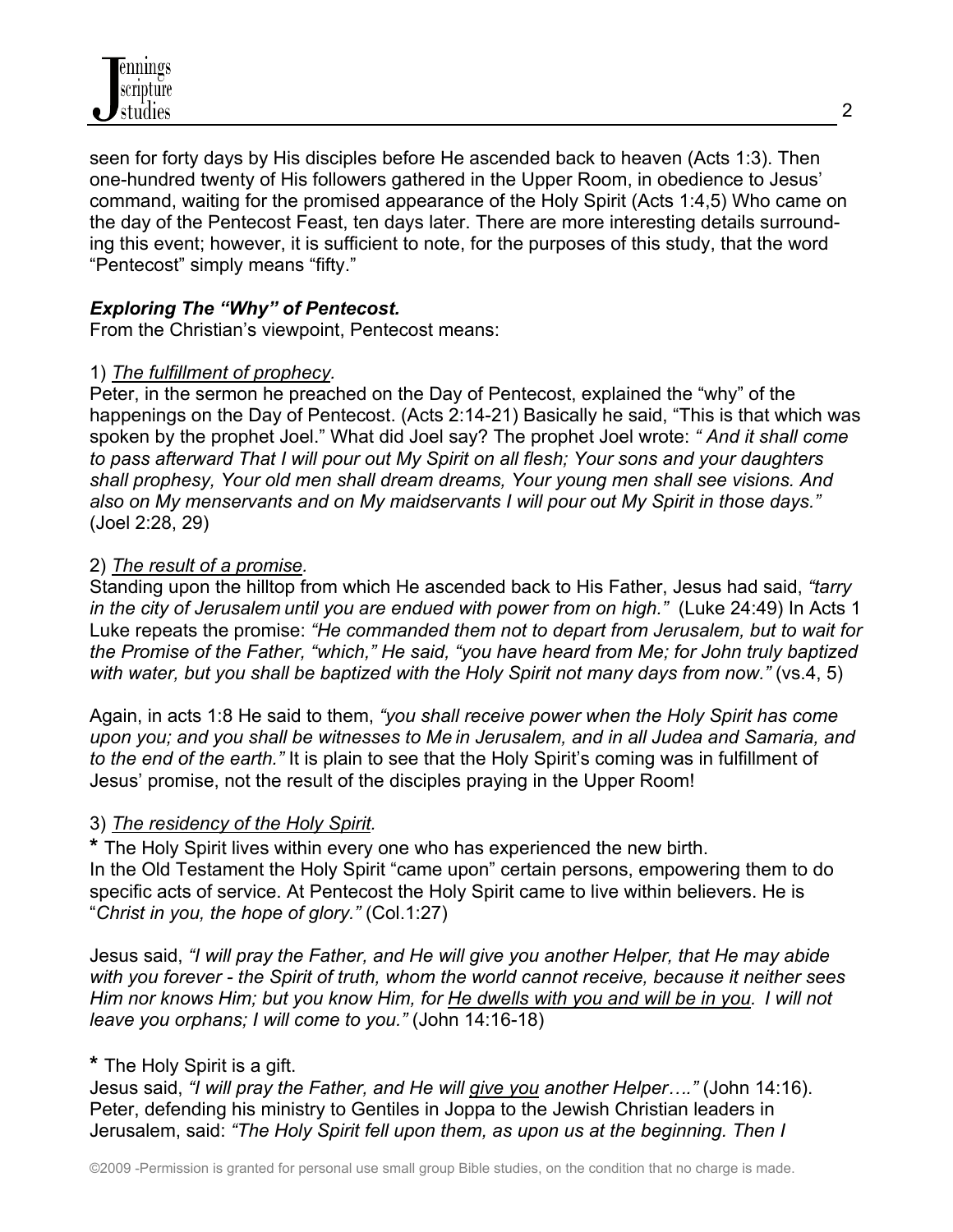seen for forty days by His disciples before He ascended back to heaven (Acts 1:3). Then one-hundred twenty of His followers gathered in the Upper Room, in obedience to Jesus' command, waiting for the promised appearance of the Holy Spirit (Acts 1:4,5) Who came on the day of the Pentecost Feast, ten days later. There are more interesting details surrounding this event; however, it is sufficient to note, for the purposes of this study, that the word "Pentecost" simply means "fifty."

***Exploring The "Why" of Pentecost.***

From the Christian's viewpoint, Pentecost means:

1) *The fulfillment of prophecy.*

Peter, in the sermon he preached on the Day of Pentecost, explained the "why" of the happenings on the Day of Pentecost. (Acts 2:14-21) Basically he said, "This is that which was spoken by the prophet Joel." What did Joel say? The prophet Joel wrote: *" And it shall come to pass afterward That I will pour out My Spirit on all flesh; Your sons and your daughters shall prophesy, Your old men shall dream dreams, Your young men shall see visions. And also on My menservants and on My maidservants I will pour out My Spirit in those days."* (Joel 2:28, 29)

2) *The result of a promise.*

Standing upon the hilltop from which He ascended back to His Father, Jesus had said, *"tarry in the city of Jerusalem until you are endued with power from on high."* (Luke 24:49) In Acts 1 Luke repeats the promise: *"He commanded them not to depart from Jerusalem, but to wait for the Promise of the Father, "which," He said, "you have heard from Me; for John truly baptized with water, but you shall be baptized with the Holy Spirit not many days from now."* (vs.4, 5)

Again, in acts 1:8 He said to them, *"you shall receive power when the Holy Spirit has come upon you; and you shall be witnesses to Me in Jerusalem, and in all Judea and Samaria, and to the end of the earth."* It is plain to see that the Holy Spirit's coming was in fulfillment of Jesus' promise, not the result of the disciples praying in the Upper Room!

3) *The residency of the Holy Spirit.*

**\*** The Holy Spirit lives within every one who has experienced the new birth.
In the Old Testament the Holy Spirit "came upon" certain persons, empowering them to do specific acts of service. At Pentecost the Holy Spirit came to live within believers. He is "*Christ in you, the hope of glory."* (Col.1:27)

Jesus said, *"I will pray the Father, and He will give you another Helper, that He may abide with you forever - the Spirit of truth, whom the world cannot receive, because it neither sees Him nor knows Him; but you know Him, for He dwells with you and will be in you. I will not leave you orphans; I will come to you."* (John 14:16-18)

**\*** The Holy Spirit is a gift.
Jesus said, *"I will pray the Father, and He will give you another Helper…."* (John 14:16). Peter, defending his ministry to Gentiles in Joppa to the Jewish Christian leaders in Jerusalem, said: *"The Holy Spirit fell upon them, as upon us at the beginning. Then I*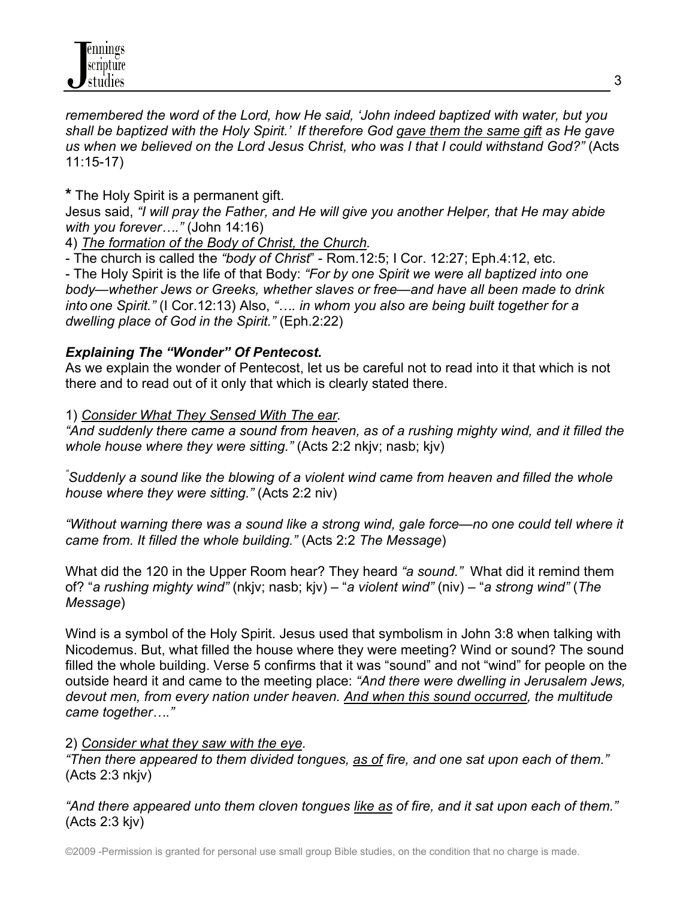*remembered the word of the Lord, how He said, 'John indeed baptized with water, but you shall be baptized with the Holy Spirit.' If therefore God <u>gave them the same gift</u> as He gave us when we believed on the Lord Jesus Christ, who was I that I could withstand God?"* (Acts 11:15-17)

**\*** The Holy Spirit is a permanent gift.
Jesus said, *"I will pray the Father, and He will give you another Helper, that He may abide with you forever…."* (John 14:16)

4) *<u>The formation of the Body of Christ, the Church</u>.*

- The church is called the *"body of Christ"* - Rom.12:5; I Cor. 12:27; Eph.4:12, etc.
- The Holy Spirit is the life of that Body: *"For by one Spirit we were all baptized into one body—whether Jews or Greeks, whether slaves or free—and have all been made to drink into one Spirit."* (I Cor.12:13) Also, *"…. in whom you also are being built together for a dwelling place of God in the Spirit."* (Eph.2:22)

***Explaining The "Wonder" Of Pentecost.***

As we explain the wonder of Pentecost, let us be careful not to read into it that which is not there and to read out of it only that which is clearly stated there.

1) *<u>Consider What They Sensed With The ear</u>.*
*"And suddenly there came a sound from heaven, as of a rushing mighty wind, and it filled the whole house where they were sitting."* (Acts 2:2 nkjv; nasb; kjv)

*"Suddenly a sound like the blowing of a violent wind came from heaven and filled the whole house where they were sitting."* (Acts 2:2 niv)

*"Without warning there was a sound like a strong wind, gale force—no one could tell where it came from. It filled the whole building."* (Acts 2:2 *The Message*)

What did the 120 in the Upper Room hear? They heard *"a sound."* What did it remind them of? "*a rushing mighty wind"* (nkjv; nasb; kjv) – "*a violent wind"* (niv) – "*a strong wind"* (*The Message*)

Wind is a symbol of the Holy Spirit. Jesus used that symbolism in John 3:8 when talking with Nicodemus. But, what filled the house where they were meeting? Wind or sound? The sound filled the whole building. Verse 5 confirms that it was "sound" and not "wind" for people on the outside heard it and came to the meeting place: *"And there were dwelling in Jerusalem Jews, devout men, from every nation under heaven. <u>And when this sound occurred</u>, the multitude came together…."*

2) *<u>Consider what they saw with the eye</u>.*
*"Then there appeared to them divided tongues, <u>as of</u> fire, and one sat upon each of them."* (Acts 2:3 nkjv)

*"And there appeared unto them cloven tongues <u>like as</u> of fire, and it sat upon each of them."* (Acts 2:3 kjv)

©2009 -Permission is granted for personal use small group Bible studies, on the condition that no charge is made.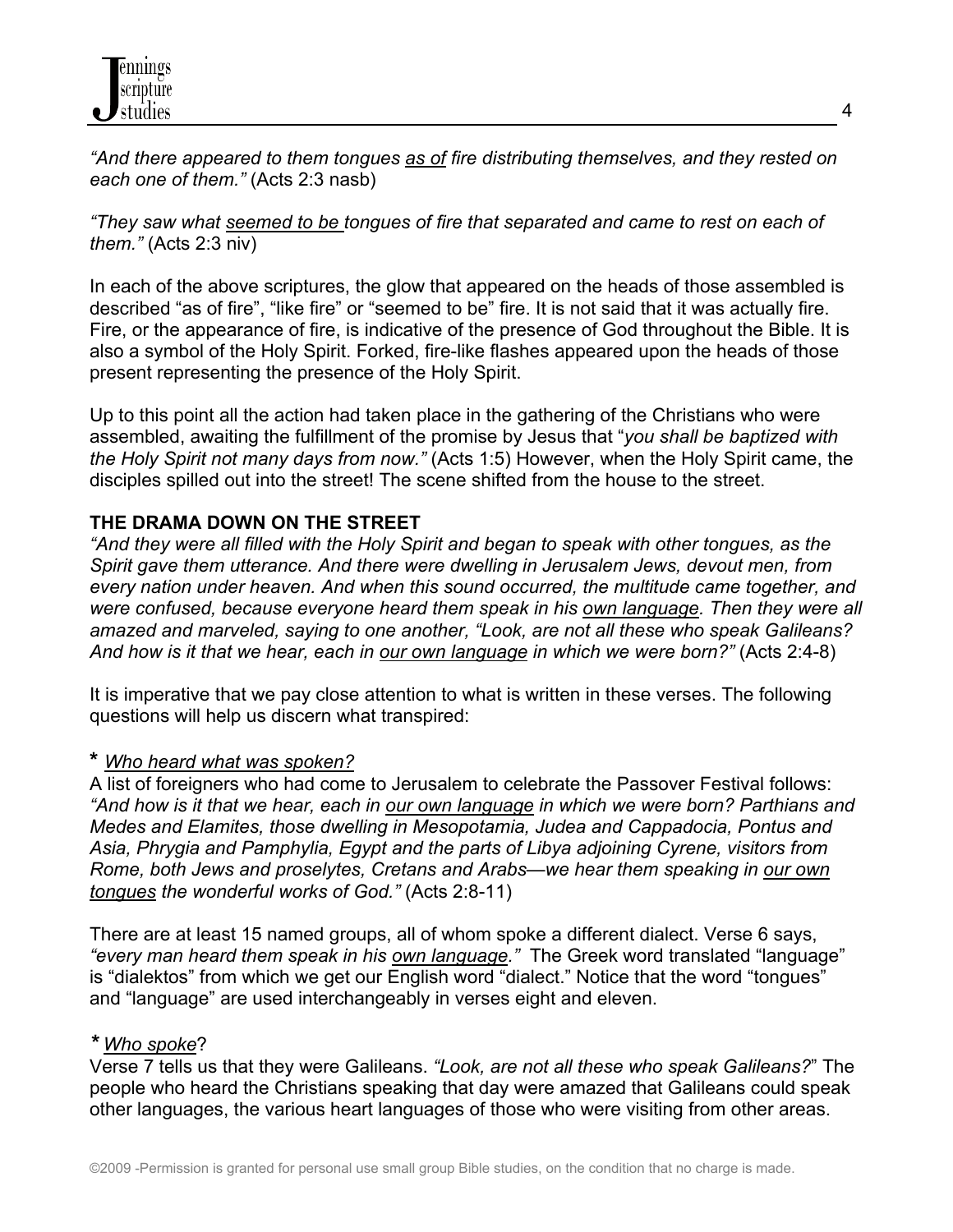*"And there appeared to them tongues <u>as of</u> fire distributing themselves, and they rested on each one of them."* (Acts 2:3 nasb)

*"They saw what <u>seemed to be</u> tongues of fire that separated and came to rest on each of them."* (Acts 2:3 niv)

In each of the above scriptures, the glow that appeared on the heads of those assembled is described "as of fire", "like fire" or "seemed to be" fire. It is not said that it was actually fire. Fire, or the appearance of fire, is indicative of the presence of God throughout the Bible. It is also a symbol of the Holy Spirit. Forked, fire-like flashes appeared upon the heads of those present representing the presence of the Holy Spirit.

Up to this point all the action had taken place in the gathering of the Christians who were assembled, awaiting the fulfillment of the promise by Jesus that "*you shall be baptized with the Holy Spirit not many days from now."* (Acts 1:5) However, when the Holy Spirit came, the disciples spilled out into the street! The scene shifted from the house to the street.

**THE DRAMA DOWN ON THE STREET**

*"And they were all filled with the Holy Spirit and began to speak with other tongues, as the Spirit gave them utterance. And there were dwelling in Jerusalem Jews, devout men, from every nation under heaven. And when this sound occurred, the multitude came together, and were confused, because everyone heard them speak in his <u>own language</u>. Then they were all amazed and marveled, saying to one another, "Look, are not all these who speak Galileans? And how is it that we hear, each in <u>our own language</u> in which we were born?"* (Acts 2:4-8)

It is imperative that we pay close attention to what is written in these verses. The following questions will help us discern what transpired:

\* *<u>Who heard what was spoken?</u>*

A list of foreigners who had come to Jerusalem to celebrate the Passover Festival follows: *"And how is it that we hear, each in <u>our own language</u> in which we were born? Parthians and Medes and Elamites, those dwelling in Mesopotamia, Judea and Cappadocia, Pontus and Asia, Phrygia and Pamphylia, Egypt and the parts of Libya adjoining Cyrene, visitors from Rome, both Jews and proselytes, Cretans and Arabs—we hear them speaking in <u>our own tongues</u> the wonderful works of God."* (Acts 2:8-11)

There are at least 15 named groups, all of whom spoke a different dialect. Verse 6 says, *"every man heard them speak in his <u>own language</u>."* The Greek word translated "language" is "dialektos" from which we get our English word "dialect." Notice that the word "tongues" and "language" are used interchangeably in verses eight and eleven.

\* *<u>Who spoke</u>*?

Verse 7 tells us that they were Galileans. *"Look, are not all these who speak Galileans?*" The people who heard the Christians speaking that day were amazed that Galileans could speak other languages, the various heart languages of those who were visiting from other areas.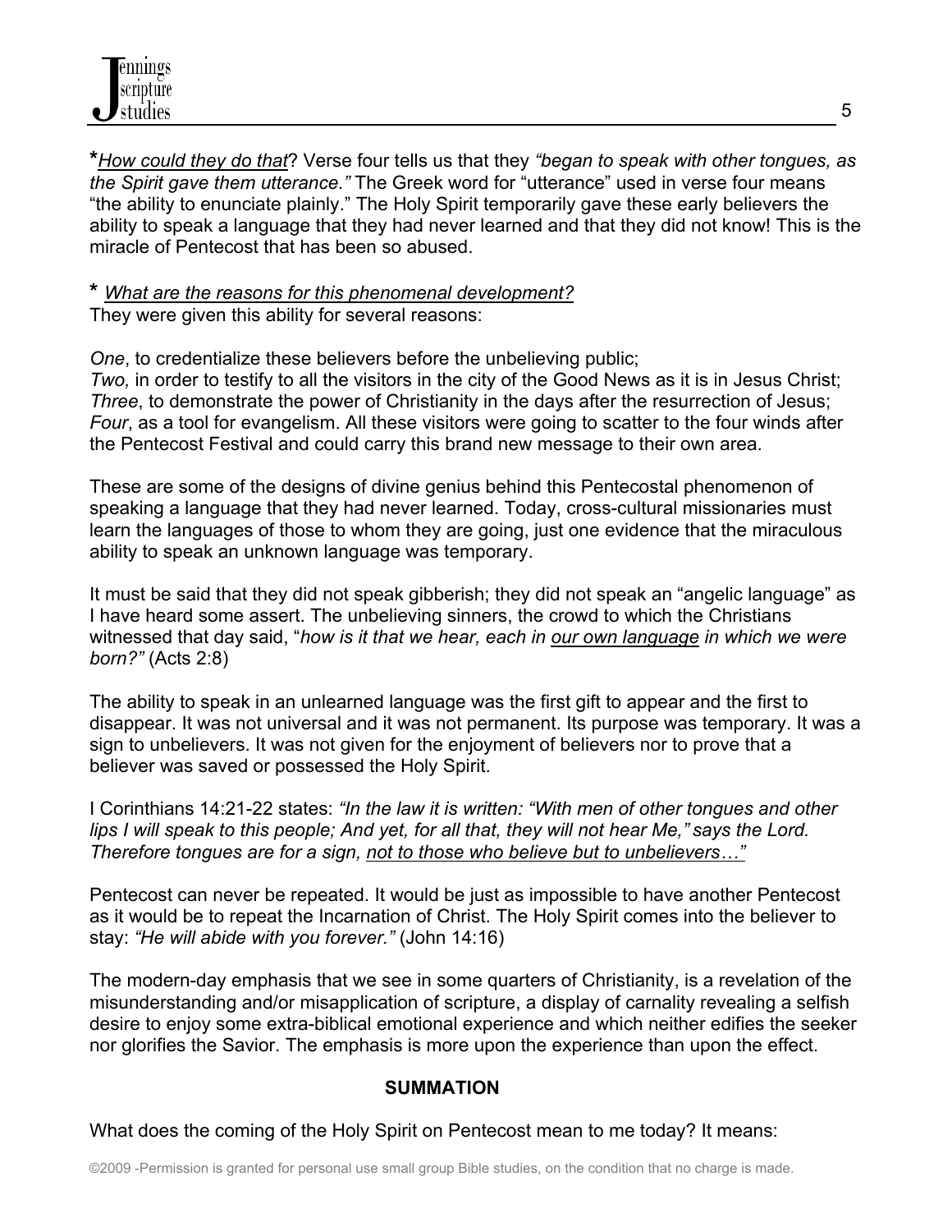***How could they do that*?** Verse four tells us that they *"began to speak with other tongues, as the Spirit gave them utterance."* The Greek word for "utterance" used in verse four means "the ability to enunciate plainly." The Holy Spirit temporarily gave these early believers the ability to speak a language that they had never learned and that they did not know! This is the miracle of Pentecost that has been so abused.

**\*** *What are the reasons for this phenomenal development?*
They were given this ability for several reasons:

*One*, to credentialize these believers before the unbelieving public;
*Two,* in order to testify to all the visitors in the city of the Good News as it is in Jesus Christ;
*Three*, to demonstrate the power of Christianity in the days after the resurrection of Jesus;
*Four*, as a tool for evangelism. All these visitors were going to scatter to the four winds after the Pentecost Festival and could carry this brand new message to their own area.

These are some of the designs of divine genius behind this Pentecostal phenomenon of speaking a language that they had never learned. Today, cross-cultural missionaries must learn the languages of those to whom they are going, just one evidence that the miraculous ability to speak an unknown language was temporary.

It must be said that they did not speak gibberish; they did not speak an "angelic language" as I have heard some assert. The unbelieving sinners, the crowd to which the Christians witnessed that day said, "*how is it that we hear, each in our own language in which we were born?"* (Acts 2:8)

The ability to speak in an unlearned language was the first gift to appear and the first to disappear. It was not universal and it was not permanent. Its purpose was temporary. It was a sign to unbelievers. It was not given for the enjoyment of believers nor to prove that a believer was saved or possessed the Holy Spirit.

I Corinthians 14:21-22 states: *"In the law it is written: "With men of other tongues and other lips I will speak to this people; And yet, for all that, they will not hear Me," says the Lord. Therefore tongues are for a sign, not to those who believe but to unbelievers…"*

Pentecost can never be repeated. It would be just as impossible to have another Pentecost as it would be to repeat the Incarnation of Christ. The Holy Spirit comes into the believer to stay: *"He will abide with you forever."* (John 14:16)

The modern-day emphasis that we see in some quarters of Christianity, is a revelation of the misunderstanding and/or misapplication of scripture, a display of carnality revealing a selfish desire to enjoy some extra-biblical emotional experience and which neither edifies the seeker nor glorifies the Savior. The emphasis is more upon the experience than upon the effect.

## SUMMATION

What does the coming of the Holy Spirit on Pentecost mean to me today? It means:

©2009 -Permission is granted for personal use small group Bible studies, on the condition that no charge is made.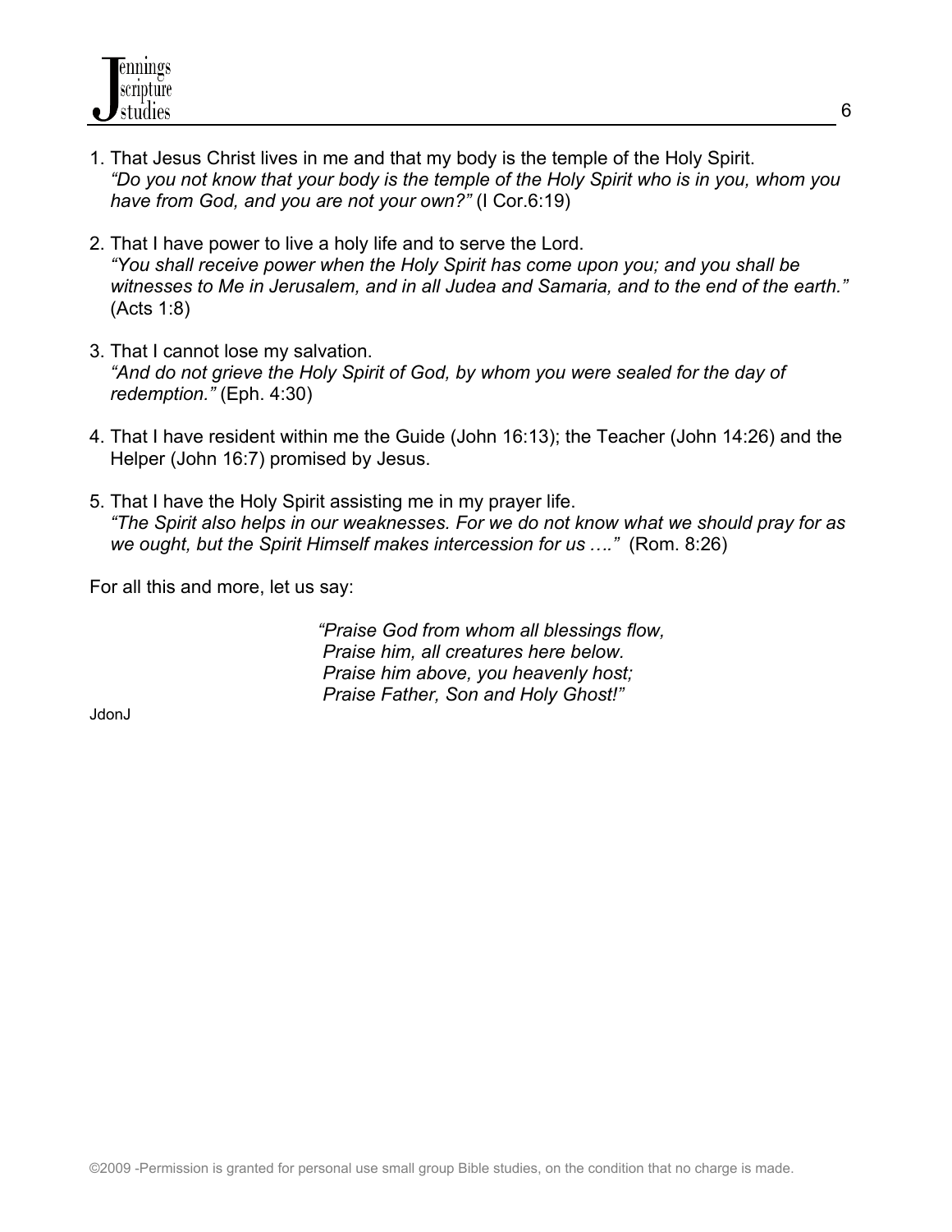1. That Jesus Christ lives in me and that my body is the temple of the Holy Spirit.
   *"Do you not know that your body is the temple of the Holy Spirit who is in you, whom you have from God, and you are not your own?"* (I Cor.6:19)

2. That I have power to live a holy life and to serve the Lord.
   *"You shall receive power when the Holy Spirit has come upon you; and you shall be witnesses to Me in Jerusalem, and in all Judea and Samaria, and to the end of the earth."* (Acts 1:8)

3. That I cannot lose my salvation.
   *"And do not grieve the Holy Spirit of God, by whom you were sealed for the day of redemption."* (Eph. 4:30)

4. That I have resident within me the Guide (John 16:13); the Teacher (John 14:26) and the Helper (John 16:7) promised by Jesus.

5. That I have the Holy Spirit assisting me in my prayer life.
   *"The Spirit also helps in our weaknesses. For we do not know what we should pray for as we ought, but the Spirit Himself makes intercession for us …."* (Rom. 8:26)

For all this and more, let us say:

*"Praise God from whom all blessings flow,*
*Praise him, all creatures here below.*
*Praise him above, you heavenly host;*
*Praise Father, Son and Holy Ghost!"*

JdonJ

©2009 -Permission is granted for personal use small group Bible studies, on the condition that no charge is made.